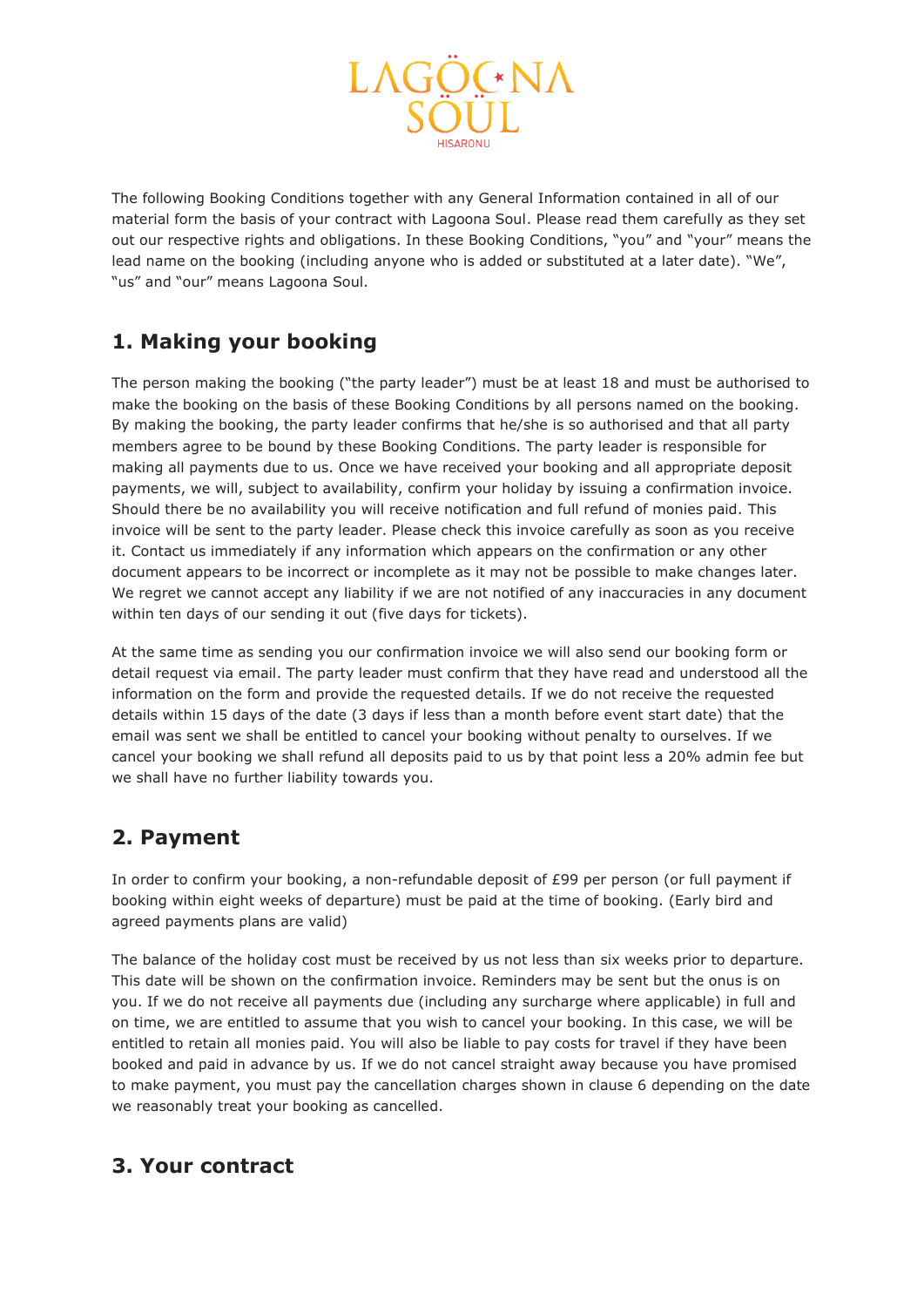LAGOONA SOUL

HISARONU

The following Booking Conditions together with any General Information contained in all of our material form the basis of your contract with Lagoona Soul. Please read them carefully as they set out our respective rights and obligations. In these Booking Conditions, "you" and "your" means the lead name on the booking (including anyone who is added or substituted at a later date). "We", "us" and "our" means Lagoona Soul.

## 1. Making your booking

The person making the booking ("the party leader") must be at least 18 and must be authorised to make the booking on the basis of these Booking Conditions by all persons named on the booking. By making the booking, the party leader confirms that he/she is so authorised and that all party members agree to be bound by these Booking Conditions. The party leader is responsible for making all payments due to us. Once we have received your booking and all appropriate deposit payments, we will, subject to availability, confirm your holiday by issuing a confirmation invoice. Should there be no availability you will receive notification and full refund of monies paid. This invoice will be sent to the party leader. Please check this invoice carefully as soon as you receive it. Contact us immediately if any information which appears on the confirmation or any other document appears to be incorrect or incomplete as it may not be possible to make changes later. We regret we cannot accept any liability if we are not notified of any inaccuracies in any document within ten days of our sending it out (five days for tickets).

At the same time as sending you our confirmation invoice we will also send our booking form or detail request via email. The party leader must confirm that they have read and understood all the information on the form and provide the requested details. If we do not receive the requested details within 15 days of the date (3 days if less than a month before event start date) that the email was sent we shall be entitled to cancel your booking without penalty to ourselves. If we cancel your booking we shall refund all deposits paid to us by that point less a 20% admin fee but we shall have no further liability towards you.

## 2. Payment

In order to confirm your booking, a non-refundable deposit of £99 per person (or full payment if booking within eight weeks of departure) must be paid at the time of booking. (Early bird and agreed payments plans are valid)

The balance of the holiday cost must be received by us not less than six weeks prior to departure. This date will be shown on the confirmation invoice. Reminders may be sent but the onus is on you. If we do not receive all payments due (including any surcharge where applicable) in full and on time, we are entitled to assume that you wish to cancel your booking. In this case, we will be entitled to retain all monies paid. You will also be liable to pay costs for travel if they have been booked and paid in advance by us. If we do not cancel straight away because you have promised to make payment, you must pay the cancellation charges shown in clause 6 depending on the date we reasonably treat your booking as cancelled.

## 3. Your contract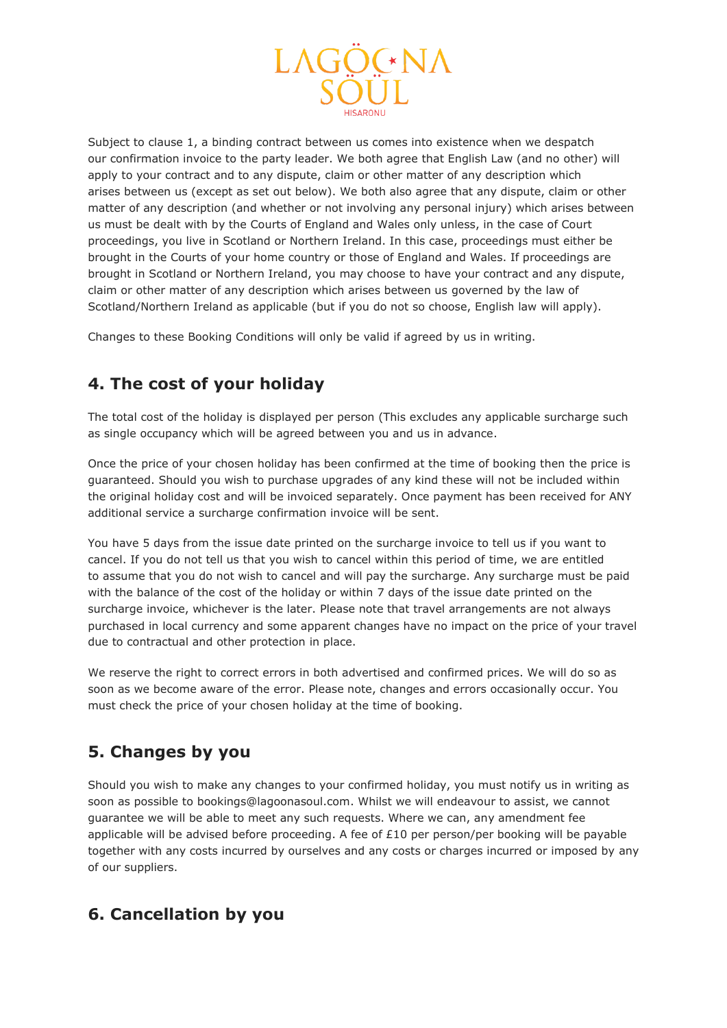Subject to clause 1, a binding contract between us comes into existence when we despatch our confirmation invoice to the party leader. We both agree that English Law (and no other) will apply to your contract and to any dispute, claim or other matter of any description which arises between us (except as set out below). We both also agree that any dispute, claim or other matter of any description (and whether or not involving any personal injury) which arises between us must be dealt with by the Courts of England and Wales only unless, in the case of Court proceedings, you live in Scotland or Northern Ireland. In this case, proceedings must either be brought in the Courts of your home country or those of England and Wales. If proceedings are brought in Scotland or Northern Ireland, you may choose to have your contract and any dispute, claim or other matter of any description which arises between us governed by the law of Scotland/Northern Ireland as applicable (but if you do not so choose, English law will apply).

Changes to these Booking Conditions will only be valid if agreed by us in writing.

## 4. The cost of your holiday

The total cost of the holiday is displayed per person (This excludes any applicable surcharge such as single occupancy which will be agreed between you and us in advance.

Once the price of your chosen holiday has been confirmed at the time of booking then the price is guaranteed. Should you wish to purchase upgrades of any kind these will not be included within the original holiday cost and will be invoiced separately. Once payment has been received for ANY additional service a surcharge confirmation invoice will be sent.

You have 5 days from the issue date printed on the surcharge invoice to tell us if you want to cancel. If you do not tell us that you wish to cancel within this period of time, we are entitled to assume that you do not wish to cancel and will pay the surcharge. Any surcharge must be paid with the balance of the cost of the holiday or within 7 days of the issue date printed on the surcharge invoice, whichever is the later. Please note that travel arrangements are not always purchased in local currency and some apparent changes have no impact on the price of your travel due to contractual and other protection in place.

We reserve the right to correct errors in both advertised and confirmed prices. We will do so as soon as we become aware of the error. Please note, changes and errors occasionally occur. You must check the price of your chosen holiday at the time of booking.

## 5. Changes by you

Should you wish to make any changes to your confirmed holiday, you must notify us in writing as soon as possible to bookings@lagoonasoul.com. Whilst we will endeavour to assist, we cannot guarantee we will be able to meet any such requests. Where we can, any amendment fee applicable will be advised before proceeding. A fee of £10 per person/per booking will be payable together with any costs incurred by ourselves and any costs or charges incurred or imposed by any of our suppliers.

## 6. Cancellation by you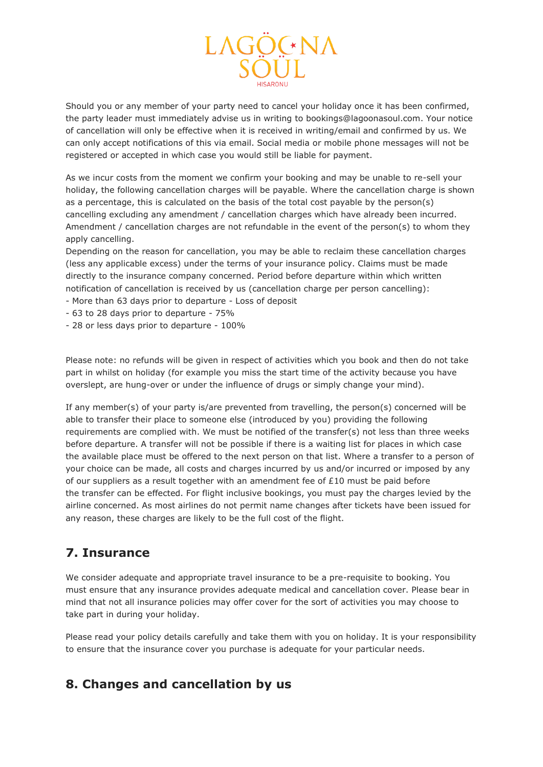Should you or any member of your party need to cancel your holiday once it has been confirmed, the party leader must immediately advise us in writing to bookings@lagoonasoul.com. Your notice of cancellation will only be effective when it is received in writing/email and confirmed by us. We can only accept notifications of this via email. Social media or mobile phone messages will not be registered or accepted in which case you would still be liable for payment.

As we incur costs from the moment we confirm your booking and may be unable to re-sell your holiday, the following cancellation charges will be payable. Where the cancellation charge is shown as a percentage, this is calculated on the basis of the total cost payable by the person(s) cancelling excluding any amendment / cancellation charges which have already been incurred. Amendment / cancellation charges are not refundable in the event of the person(s) to whom they apply cancelling.
Depending on the reason for cancellation, you may be able to reclaim these cancellation charges (less any applicable excess) under the terms of your insurance policy. Claims must be made directly to the insurance company concerned. Period before departure within which written notification of cancellation is received by us (cancellation charge per person cancelling):
- More than 63 days prior to departure - Loss of deposit
- 63 to 28 days prior to departure - 75%
- 28 or less days prior to departure - 100%

Please note: no refunds will be given in respect of activities which you book and then do not take part in whilst on holiday (for example you miss the start time of the activity because you have overslept, are hung-over or under the influence of drugs or simply change your mind).

If any member(s) of your party is/are prevented from travelling, the person(s) concerned will be able to transfer their place to someone else (introduced by you) providing the following requirements are complied with. We must be notified of the transfer(s) not less than three weeks before departure. A transfer will not be possible if there is a waiting list for places in which case the available place must be offered to the next person on that list. Where a transfer to a person of your choice can be made, all costs and charges incurred by us and/or incurred or imposed by any of our suppliers as a result together with an amendment fee of £10 must be paid before the transfer can be effected. For flight inclusive bookings, you must pay the charges levied by the airline concerned. As most airlines do not permit name changes after tickets have been issued for any reason, these charges are likely to be the full cost of the flight.

## 7. Insurance

We consider adequate and appropriate travel insurance to be a pre-requisite to booking. You must ensure that any insurance provides adequate medical and cancellation cover. Please bear in mind that not all insurance policies may offer cover for the sort of activities you may choose to take part in during your holiday.

Please read your policy details carefully and take them with you on holiday. It is your responsibility to ensure that the insurance cover you purchase is adequate for your particular needs.

## 8. Changes and cancellation by us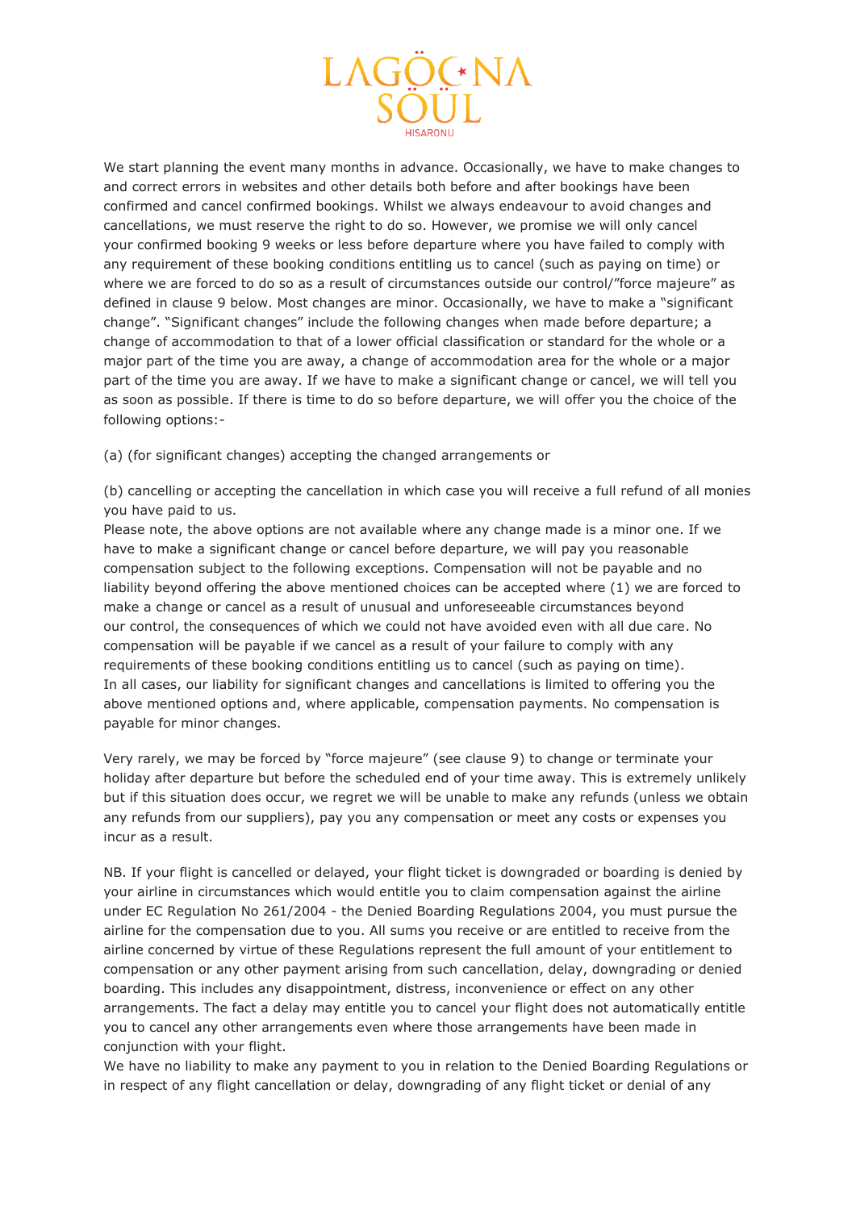We start planning the event many months in advance. Occasionally, we have to make changes to and correct errors in websites and other details both before and after bookings have been confirmed and cancel confirmed bookings. Whilst we always endeavour to avoid changes and cancellations, we must reserve the right to do so. However, we promise we will only cancel your confirmed booking 9 weeks or less before departure where you have failed to comply with any requirement of these booking conditions entitling us to cancel (such as paying on time) or where we are forced to do so as a result of circumstances outside our control/"force majeure" as defined in clause 9 below. Most changes are minor. Occasionally, we have to make a "significant change". "Significant changes" include the following changes when made before departure; a change of accommodation to that of a lower official classification or standard for the whole or a major part of the time you are away, a change of accommodation area for the whole or a major part of the time you are away. If we have to make a significant change or cancel, we will tell you as soon as possible. If there is time to do so before departure, we will offer you the choice of the following options:-

(a) (for significant changes) accepting the changed arrangements or

(b) cancelling or accepting the cancellation in which case you will receive a full refund of all monies you have paid to us.
Please note, the above options are not available where any change made is a minor one. If we have to make a significant change or cancel before departure, we will pay you reasonable compensation subject to the following exceptions. Compensation will not be payable and no liability beyond offering the above mentioned choices can be accepted where (1) we are forced to make a change or cancel as a result of unusual and unforeseeable circumstances beyond our control, the consequences of which we could not have avoided even with all due care. No compensation will be payable if we cancel as a result of your failure to comply with any requirements of these booking conditions entitling us to cancel (such as paying on time). In all cases, our liability for significant changes and cancellations is limited to offering you the above mentioned options and, where applicable, compensation payments. No compensation is payable for minor changes.

Very rarely, we may be forced by "force majeure" (see clause 9) to change or terminate your holiday after departure but before the scheduled end of your time away. This is extremely unlikely but if this situation does occur, we regret we will be unable to make any refunds (unless we obtain any refunds from our suppliers), pay you any compensation or meet any costs or expenses you incur as a result.

NB. If your flight is cancelled or delayed, your flight ticket is downgraded or boarding is denied by your airline in circumstances which would entitle you to claim compensation against the airline under EC Regulation No 261/2004 - the Denied Boarding Regulations 2004, you must pursue the airline for the compensation due to you. All sums you receive or are entitled to receive from the airline concerned by virtue of these Regulations represent the full amount of your entitlement to compensation or any other payment arising from such cancellation, delay, downgrading or denied boarding. This includes any disappointment, distress, inconvenience or effect on any other arrangements. The fact a delay may entitle you to cancel your flight does not automatically entitle you to cancel any other arrangements even where those arrangements have been made in conjunction with your flight.
We have no liability to make any payment to you in relation to the Denied Boarding Regulations or in respect of any flight cancellation or delay, downgrading of any flight ticket or denial of any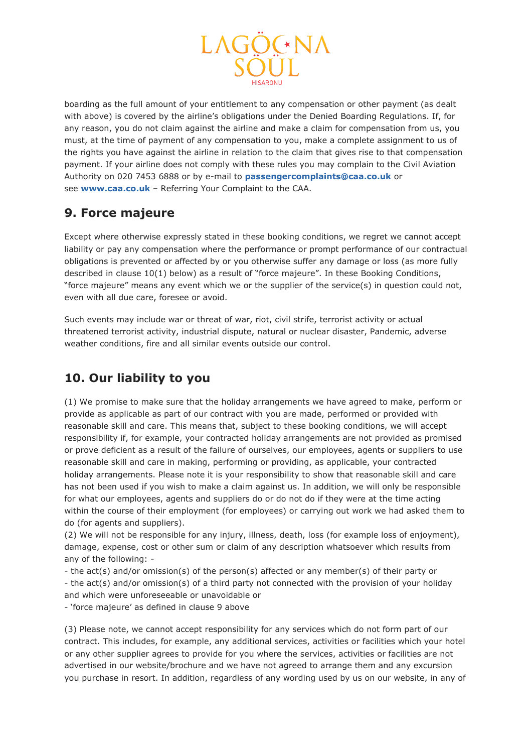boarding as the full amount of your entitlement to any compensation or other payment (as dealt with above) is covered by the airline's obligations under the Denied Boarding Regulations. If, for any reason, you do not claim against the airline and make a claim for compensation from us, you must, at the time of payment of any compensation to you, make a complete assignment to us of the rights you have against the airline in relation to the claim that gives rise to that compensation payment. If your airline does not comply with these rules you may complain to the Civil Aviation Authority on 020 7453 6888 or by e-mail to **passengercomplaints@caa.co.uk** or see **www.caa.co.uk** – Referring Your Complaint to the CAA.

## 9. Force majeure

Except where otherwise expressly stated in these booking conditions, we regret we cannot accept liability or pay any compensation where the performance or prompt performance of our contractual obligations is prevented or affected by or you otherwise suffer any damage or loss (as more fully described in clause 10(1) below) as a result of "force majeure". In these Booking Conditions, "force majeure" means any event which we or the supplier of the service(s) in question could not, even with all due care, foresee or avoid.

Such events may include war or threat of war, riot, civil strife, terrorist activity or actual threatened terrorist activity, industrial dispute, natural or nuclear disaster, Pandemic, adverse weather conditions, fire and all similar events outside our control.

## 10. Our liability to you

(1) We promise to make sure that the holiday arrangements we have agreed to make, perform or provide as applicable as part of our contract with you are made, performed or provided with reasonable skill and care. This means that, subject to these booking conditions, we will accept responsibility if, for example, your contracted holiday arrangements are not provided as promised or prove deficient as a result of the failure of ourselves, our employees, agents or suppliers to use reasonable skill and care in making, performing or providing, as applicable, your contracted holiday arrangements. Please note it is your responsibility to show that reasonable skill and care has not been used if you wish to make a claim against us. In addition, we will only be responsible for what our employees, agents and suppliers do or do not do if they were at the time acting within the course of their employment (for employees) or carrying out work we had asked them to do (for agents and suppliers).

(2) We will not be responsible for any injury, illness, death, loss (for example loss of enjoyment), damage, expense, cost or other sum or claim of any description whatsoever which results from any of the following: -

- the act(s) and/or omission(s) of the person(s) affected or any member(s) of their party or
- the act(s) and/or omission(s) of a third party not connected with the provision of your holiday and which were unforeseeable or unavoidable or
- 'force majeure' as defined in clause 9 above

(3) Please note, we cannot accept responsibility for any services which do not form part of our contract. This includes, for example, any additional services, activities or facilities which your hotel or any other supplier agrees to provide for you where the services, activities or facilities are not advertised in our website/brochure and we have not agreed to arrange them and any excursion you purchase in resort. In addition, regardless of any wording used by us on our website, in any of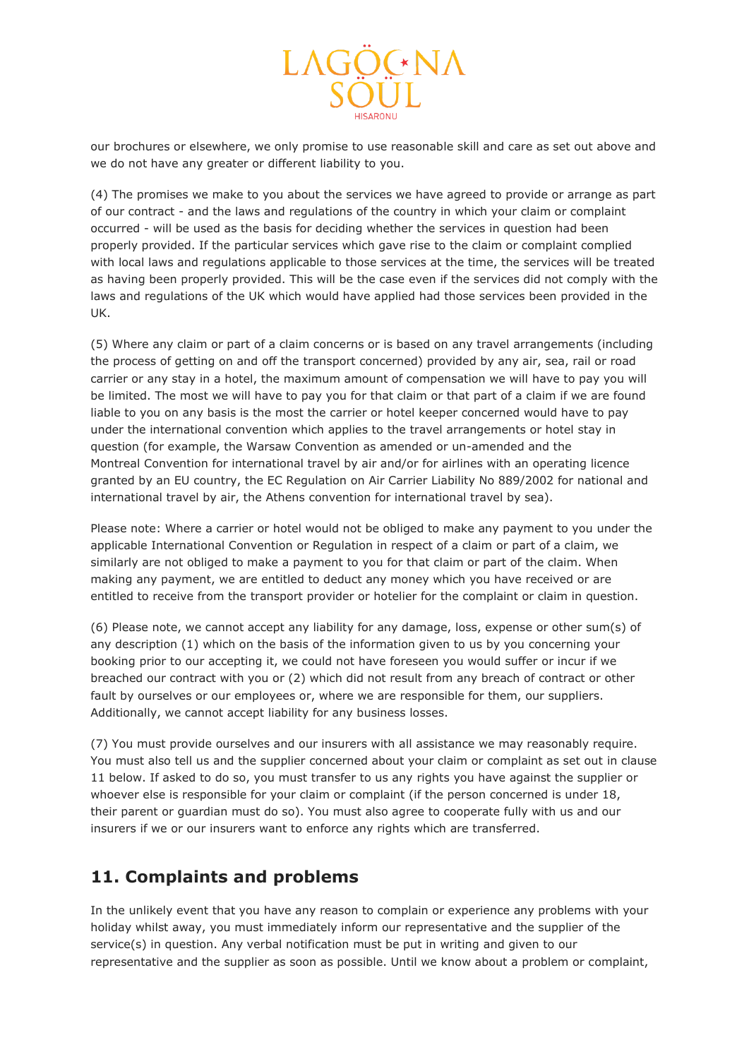our brochures or elsewhere, we only promise to use reasonable skill and care as set out above and we do not have any greater or different liability to you.

(4) The promises we make to you about the services we have agreed to provide or arrange as part of our contract - and the laws and regulations of the country in which your claim or complaint occurred - will be used as the basis for deciding whether the services in question had been properly provided. If the particular services which gave rise to the claim or complaint complied with local laws and regulations applicable to those services at the time, the services will be treated as having been properly provided. This will be the case even if the services did not comply with the laws and regulations of the UK which would have applied had those services been provided in the UK.

(5) Where any claim or part of a claim concerns or is based on any travel arrangements (including the process of getting on and off the transport concerned) provided by any air, sea, rail or road carrier or any stay in a hotel, the maximum amount of compensation we will have to pay you will be limited. The most we will have to pay you for that claim or that part of a claim if we are found liable to you on any basis is the most the carrier or hotel keeper concerned would have to pay under the international convention which applies to the travel arrangements or hotel stay in question (for example, the Warsaw Convention as amended or un-amended and the Montreal Convention for international travel by air and/or for airlines with an operating licence granted by an EU country, the EC Regulation on Air Carrier Liability No 889/2002 for national and international travel by air, the Athens convention for international travel by sea).

Please note: Where a carrier or hotel would not be obliged to make any payment to you under the applicable International Convention or Regulation in respect of a claim or part of a claim, we similarly are not obliged to make a payment to you for that claim or part of the claim. When making any payment, we are entitled to deduct any money which you have received or are entitled to receive from the transport provider or hotelier for the complaint or claim in question.

(6) Please note, we cannot accept any liability for any damage, loss, expense or other sum(s) of any description (1) which on the basis of the information given to us by you concerning your booking prior to our accepting it, we could not have foreseen you would suffer or incur if we breached our contract with you or (2) which did not result from any breach of contract or other fault by ourselves or our employees or, where we are responsible for them, our suppliers. Additionally, we cannot accept liability for any business losses.

(7) You must provide ourselves and our insurers with all assistance we may reasonably require. You must also tell us and the supplier concerned about your claim or complaint as set out in clause 11 below. If asked to do so, you must transfer to us any rights you have against the supplier or whoever else is responsible for your claim or complaint (if the person concerned is under 18, their parent or guardian must do so). You must also agree to cooperate fully with us and our insurers if we or our insurers want to enforce any rights which are transferred.

## 11. Complaints and problems

In the unlikely event that you have any reason to complain or experience any problems with your holiday whilst away, you must immediately inform our representative and the supplier of the service(s) in question. Any verbal notification must be put in writing and given to our representative and the supplier as soon as possible. Until we know about a problem or complaint,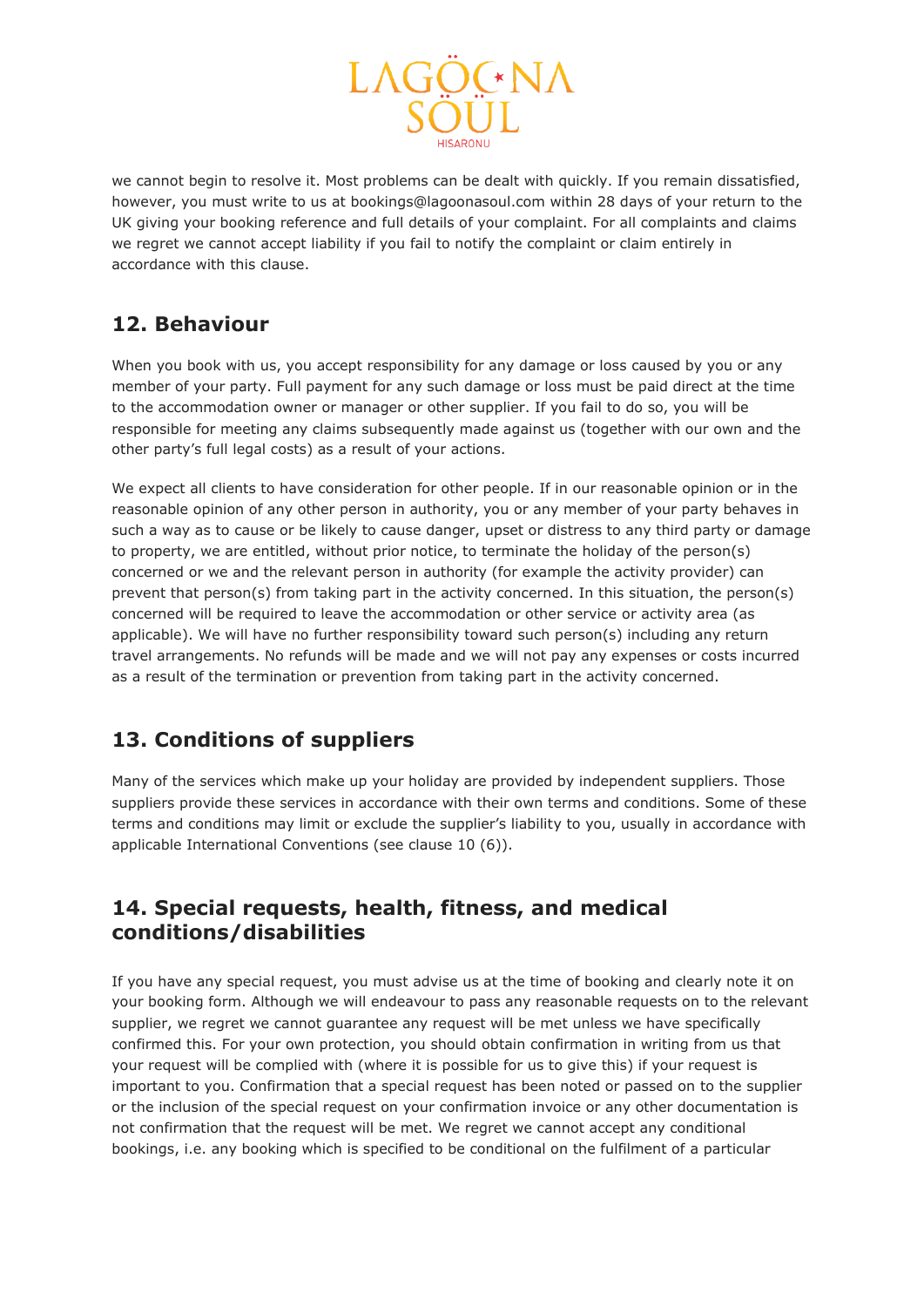we cannot begin to resolve it. Most problems can be dealt with quickly. If you remain dissatisfied, however, you must write to us at bookings@lagoonasoul.com within 28 days of your return to the UK giving your booking reference and full details of your complaint. For all complaints and claims we regret we cannot accept liability if you fail to notify the complaint or claim entirely in accordance with this clause.

## 12. Behaviour

When you book with us, you accept responsibility for any damage or loss caused by you or any member of your party. Full payment for any such damage or loss must be paid direct at the time to the accommodation owner or manager or other supplier. If you fail to do so, you will be responsible for meeting any claims subsequently made against us (together with our own and the other party's full legal costs) as a result of your actions.

We expect all clients to have consideration for other people. If in our reasonable opinion or in the reasonable opinion of any other person in authority, you or any member of your party behaves in such a way as to cause or be likely to cause danger, upset or distress to any third party or damage to property, we are entitled, without prior notice, to terminate the holiday of the person(s) concerned or we and the relevant person in authority (for example the activity provider) can prevent that person(s) from taking part in the activity concerned. In this situation, the person(s) concerned will be required to leave the accommodation or other service or activity area (as applicable). We will have no further responsibility toward such person(s) including any return travel arrangements. No refunds will be made and we will not pay any expenses or costs incurred as a result of the termination or prevention from taking part in the activity concerned.

## 13. Conditions of suppliers

Many of the services which make up your holiday are provided by independent suppliers. Those suppliers provide these services in accordance with their own terms and conditions. Some of these terms and conditions may limit or exclude the supplier's liability to you, usually in accordance with applicable International Conventions (see clause 10 (6)).

## 14. Special requests, health, fitness, and medical conditions/disabilities

If you have any special request, you must advise us at the time of booking and clearly note it on your booking form. Although we will endeavour to pass any reasonable requests on to the relevant supplier, we regret we cannot guarantee any request will be met unless we have specifically confirmed this. For your own protection, you should obtain confirmation in writing from us that your request will be complied with (where it is possible for us to give this) if your request is important to you. Confirmation that a special request has been noted or passed on to the supplier or the inclusion of the special request on your confirmation invoice or any other documentation is not confirmation that the request will be met. We regret we cannot accept any conditional bookings, i.e. any booking which is specified to be conditional on the fulfilment of a particular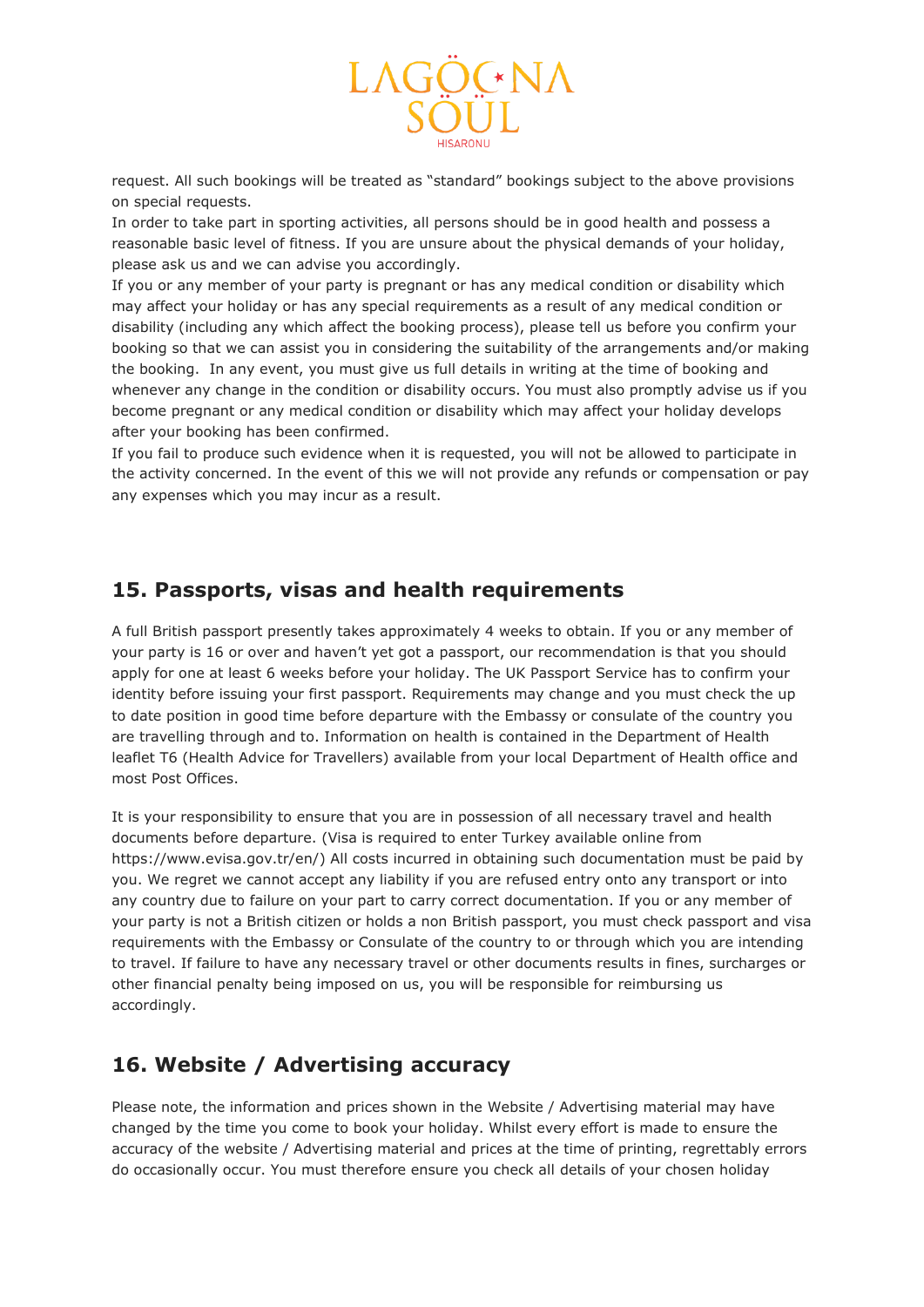request. All such bookings will be treated as "standard" bookings subject to the above provisions on special requests.
In order to take part in sporting activities, all persons should be in good health and possess a reasonable basic level of fitness. If you are unsure about the physical demands of your holiday, please ask us and we can advise you accordingly.
If you or any member of your party is pregnant or has any medical condition or disability which may affect your holiday or has any special requirements as a result of any medical condition or disability (including any which affect the booking process), please tell us before you confirm your booking so that we can assist you in considering the suitability of the arrangements and/or making the booking. In any event, you must give us full details in writing at the time of booking and whenever any change in the condition or disability occurs. You must also promptly advise us if you become pregnant or any medical condition or disability which may affect your holiday develops after your booking has been confirmed.
If you fail to produce such evidence when it is requested, you will not be allowed to participate in the activity concerned. In the event of this we will not provide any refunds or compensation or pay any expenses which you may incur as a result.

## 15. Passports, visas and health requirements

A full British passport presently takes approximately 4 weeks to obtain. If you or any member of your party is 16 or over and haven't yet got a passport, our recommendation is that you should apply for one at least 6 weeks before your holiday. The UK Passport Service has to confirm your identity before issuing your first passport. Requirements may change and you must check the up to date position in good time before departure with the Embassy or consulate of the country you are travelling through and to. Information on health is contained in the Department of Health leaflet T6 (Health Advice for Travellers) available from your local Department of Health office and most Post Offices.

It is your responsibility to ensure that you are in possession of all necessary travel and health documents before departure. (Visa is required to enter Turkey available online from https://www.evisa.gov.tr/en/) All costs incurred in obtaining such documentation must be paid by you. We regret we cannot accept any liability if you are refused entry onto any transport or into any country due to failure on your part to carry correct documentation. If you or any member of your party is not a British citizen or holds a non British passport, you must check passport and visa requirements with the Embassy or Consulate of the country to or through which you are intending to travel. If failure to have any necessary travel or other documents results in fines, surcharges or other financial penalty being imposed on us, you will be responsible for reimbursing us accordingly.

## 16. Website / Advertising accuracy

Please note, the information and prices shown in the Website / Advertising material may have changed by the time you come to book your holiday. Whilst every effort is made to ensure the accuracy of the website / Advertising material and prices at the time of printing, regrettably errors do occasionally occur. You must therefore ensure you check all details of your chosen holiday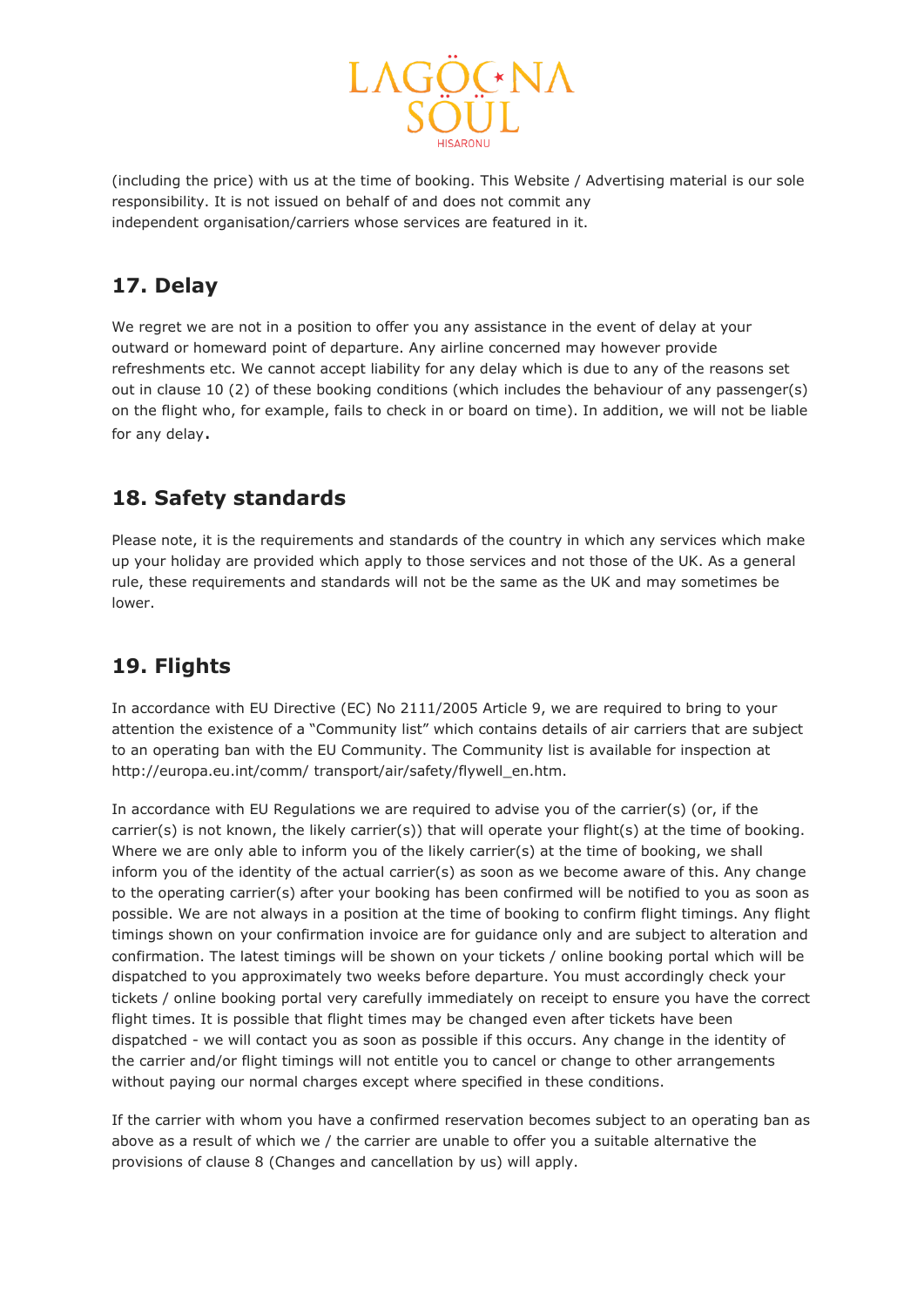(including the price) with us at the time of booking. This Website / Advertising material is our sole responsibility. It is not issued on behalf of and does not commit any independent organisation/carriers whose services are featured in it.

## 17. Delay

We regret we are not in a position to offer you any assistance in the event of delay at your outward or homeward point of departure. Any airline concerned may however provide refreshments etc. We cannot accept liability for any delay which is due to any of the reasons set out in clause 10 (2) of these booking conditions (which includes the behaviour of any passenger(s) on the flight who, for example, fails to check in or board on time). In addition, we will not be liable for any delay.

## 18. Safety standards

Please note, it is the requirements and standards of the country in which any services which make up your holiday are provided which apply to those services and not those of the UK. As a general rule, these requirements and standards will not be the same as the UK and may sometimes be lower.

## 19. Flights

In accordance with EU Directive (EC) No 2111/2005 Article 9, we are required to bring to your attention the existence of a "Community list" which contains details of air carriers that are subject to an operating ban with the EU Community. The Community list is available for inspection at http://europa.eu.int/comm/ transport/air/safety/flywell_en.htm.

In accordance with EU Regulations we are required to advise you of the carrier(s) (or, if the carrier(s) is not known, the likely carrier(s)) that will operate your flight(s) at the time of booking. Where we are only able to inform you of the likely carrier(s) at the time of booking, we shall inform you of the identity of the actual carrier(s) as soon as we become aware of this. Any change to the operating carrier(s) after your booking has been confirmed will be notified to you as soon as possible. We are not always in a position at the time of booking to confirm flight timings. Any flight timings shown on your confirmation invoice are for guidance only and are subject to alteration and confirmation. The latest timings will be shown on your tickets / online booking portal which will be dispatched to you approximately two weeks before departure. You must accordingly check your tickets / online booking portal very carefully immediately on receipt to ensure you have the correct flight times. It is possible that flight times may be changed even after tickets have been dispatched - we will contact you as soon as possible if this occurs. Any change in the identity of the carrier and/or flight timings will not entitle you to cancel or change to other arrangements without paying our normal charges except where specified in these conditions.

If the carrier with whom you have a confirmed reservation becomes subject to an operating ban as above as a result of which we / the carrier are unable to offer you a suitable alternative the provisions of clause 8 (Changes and cancellation by us) will apply.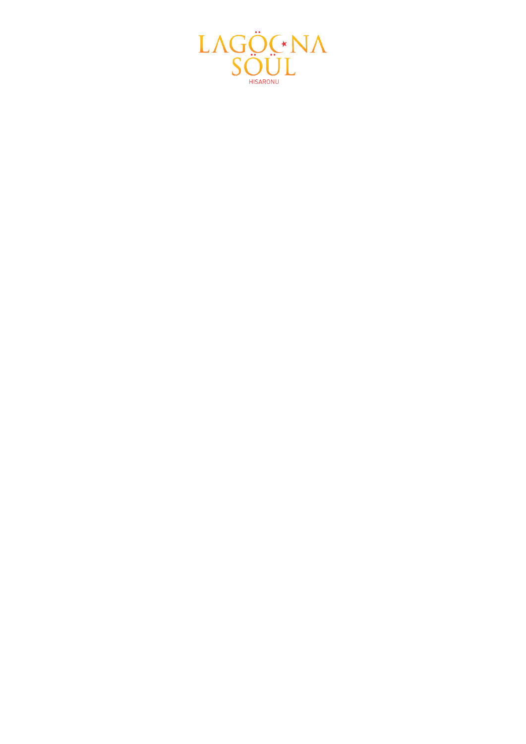LAGOONA SOUL

HISARONU